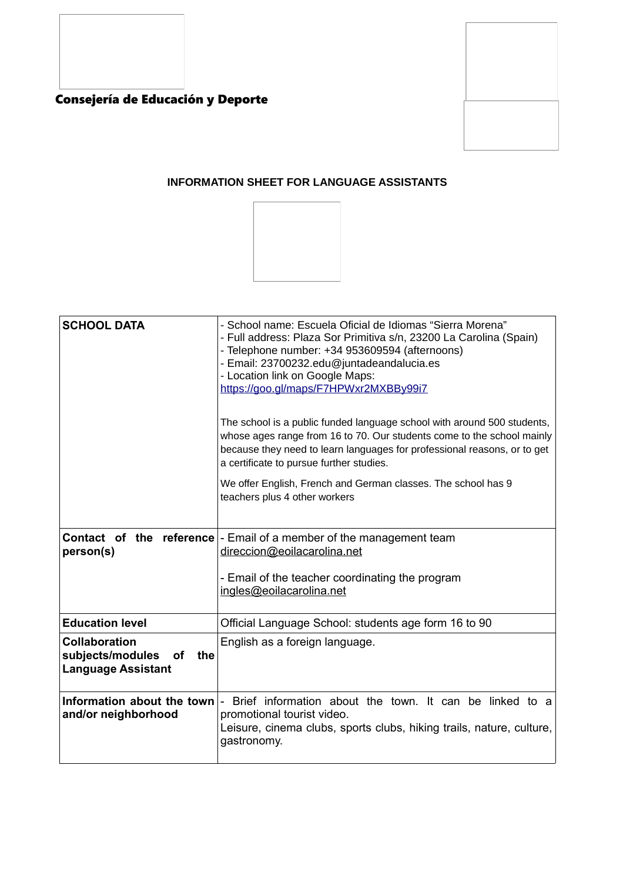**Consejería de Educación y Deporte**

## INFORMATION SHEET FOR LANGUAGE ASSISTANTS

| | |
|---|---|
| **SCHOOL DATA** | - School name: Escuela Oficial de Idiomas “Sierra Morena”<br>- Full address: Plaza Sor Primitiva s/n, 23200 La Carolina (Spain)<br>- Telephone number: +34 953609594 (afternoons)<br>- Email: 23700232.edu@juntadeandalucia.es<br>- Location link on Google Maps:<br>https://goo.gl/maps/F7HPWxr2MXBBy99i7<br><br>The school is a public funded language school with around 500 students, whose ages range from 16 to 70. Our students come to the school mainly because they need to learn languages for professional reasons, or to get a certificate to pursue further studies.<br><br>We offer English, French and German classes. The school has 9 teachers plus 4 other workers |
| **Contact of the reference person(s)** | - Email of a member of the management team<br>direccion@eoilacarolina.net<br><br>- Email of the teacher coordinating the program<br>ingles@eoilacarolina.net |
| **Education level** | Official Language School: students age form 16 to 90 |
| **Collaboration subjects/modules of the Language Assistant** | English as a foreign language. |
| **Information about the town and/or neighborhood** | - Brief information about the town. It can be linked to a promotional tourist video.<br>Leisure, cinema clubs, sports clubs, hiking trails, nature, culture, gastronomy. |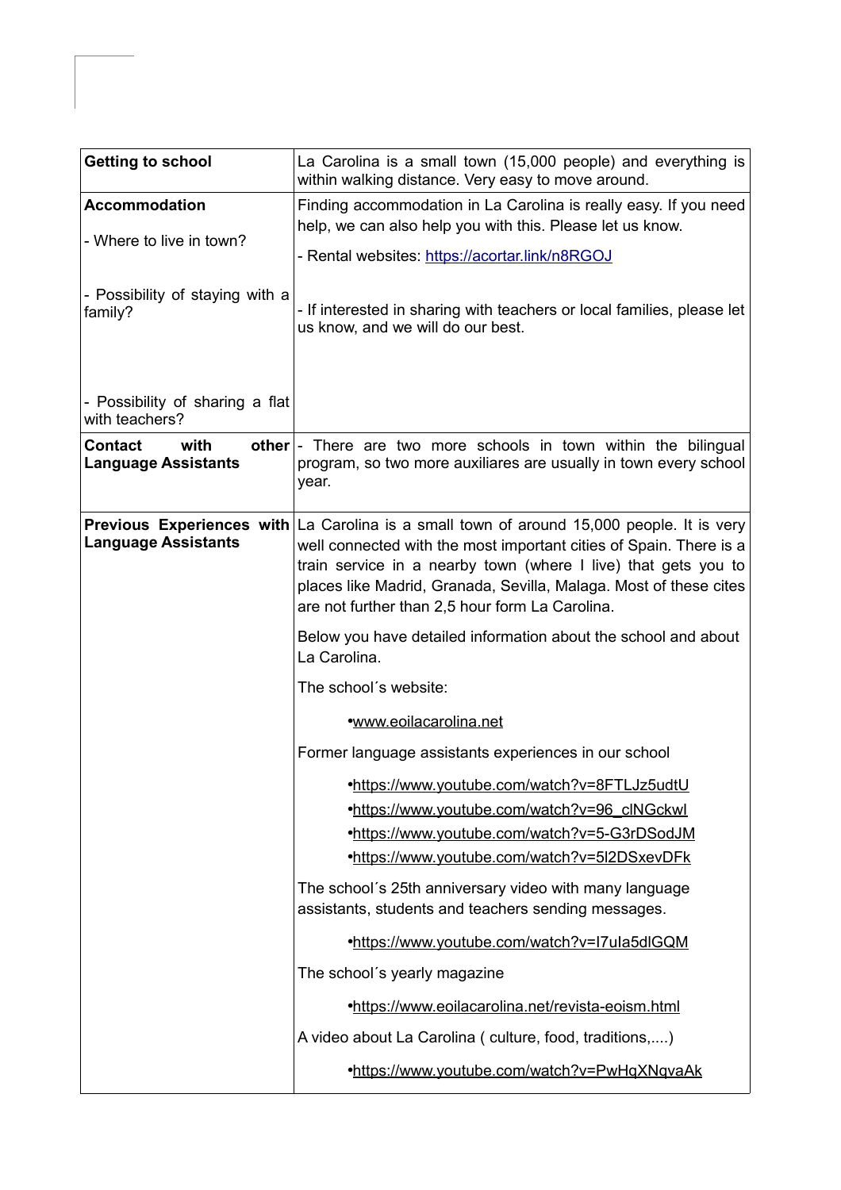| | |
|---|---|
| **Getting to school** | La Carolina is a small town (15,000 people) and everything is within walking distance. Very easy to move around. |
| **Accommodation**<br><br>- Where to live in town?<br><br>- Possibility of staying with a family?<br><br>- Possibility of sharing a flat with teachers? | Finding accommodation in La Carolina is really easy. If you need help, we can also help you with this. Please let us know.<br><br>- Rental websites: https://acortar.link/n8RGOJ<br><br>- If interested in sharing with teachers or local families, please let us know, and we will do our best. |
| **Contact with other Language Assistants** | - There are two more schools in town within the bilingual program, so two more auxiliares are usually in town every school year. |
| **Previous Experiences with Language Assistants** | La Carolina is a small town of around 15,000 people. It is very well connected with the most important cities of Spain. There is a train service in a nearby town (where I live) that gets you to places like Madrid, Granada, Sevilla, Malaga. Most of these cites are not further than 2,5 hour form La Carolina.<br><br>Below you have detailed information about the school and about La Carolina.<br><br>The school´s website:<br><br>•www.eoilacarolina.net<br><br>Former language assistants experiences in our school<br><br>•https://www.youtube.com/watch?v=8FTLJz5udtU<br>•https://www.youtube.com/watch?v=96_clNGckwl<br>•https://www.youtube.com/watch?v=5-G3rDSodJM<br>•https://www.youtube.com/watch?v=5l2DSxevDFk<br><br>The school´s 25th anniversary video with many language assistants, students and teachers sending messages.<br><br>•https://www.youtube.com/watch?v=I7uIa5dlGQM<br><br>The school´s yearly magazine<br><br>•https://www.eoilacarolina.net/revista-eoism.html<br><br>A video about La Carolina ( culture, food, traditions,....)<br><br>•https://www.youtube.com/watch?v=PwHqXNqvaAk |